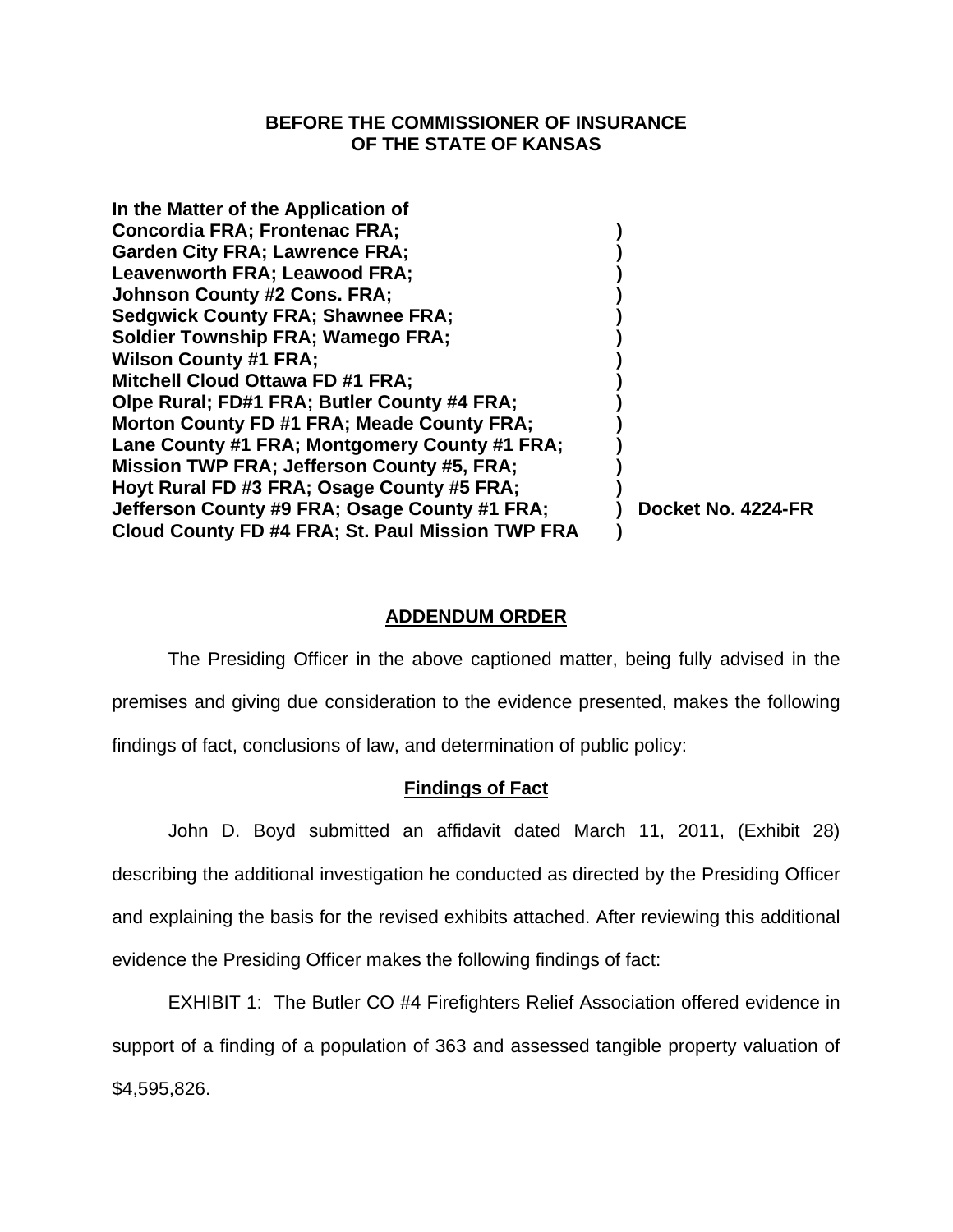**BEFORE THE COMMISSIONER OF INSURANCE**
**OF THE STATE OF KANSAS**

| | | |
|---|---|---|
| **In the Matter of the Application of** | | |
| **Concordia FRA; Frontenac FRA;** | **)** | |
| **Garden City FRA; Lawrence FRA;** | **)** | |
| **Leavenworth FRA; Leawood FRA;** | **)** | |
| **Johnson County #2 Cons. FRA;** | **)** | |
| **Sedgwick County FRA; Shawnee FRA;** | **)** | |
| **Soldier Township FRA; Wamego FRA;** | **)** | |
| **Wilson County #1 FRA;** | **)** | |
| **Mitchell Cloud Ottawa FD #1 FRA;** | **)** | |
| **Olpe Rural; FD#1 FRA; Butler County #4 FRA;** | **)** | |
| **Morton County FD #1 FRA; Meade County FRA;** | **)** | |
| **Lane County #1 FRA; Montgomery County #1 FRA;** | **)** | |
| **Mission TWP FRA; Jefferson County #5, FRA;** | **)** | |
| **Hoyt Rural FD #3 FRA; Osage County #5 FRA;** | **)** | |
| **Jefferson County #9 FRA; Osage County #1 FRA;** | **)** | **Docket No. 4224-FR** |
| **Cloud County FD #4 FRA; St. Paul Mission TWP FRA** | **)** | |

## ADDENDUM ORDER

The Presiding Officer in the above captioned matter, being fully advised in the premises and giving due consideration to the evidence presented, makes the following findings of fact, conclusions of law, and determination of public policy:

### Findings of Fact

John D. Boyd submitted an affidavit dated March 11, 2011, (Exhibit 28) describing the additional investigation he conducted as directed by the Presiding Officer and explaining the basis for the revised exhibits attached. After reviewing this additional evidence the Presiding Officer makes the following findings of fact:

EXHIBIT 1: The Butler CO #4 Firefighters Relief Association offered evidence in support of a finding of a population of 363 and assessed tangible property valuation of $4,595,826.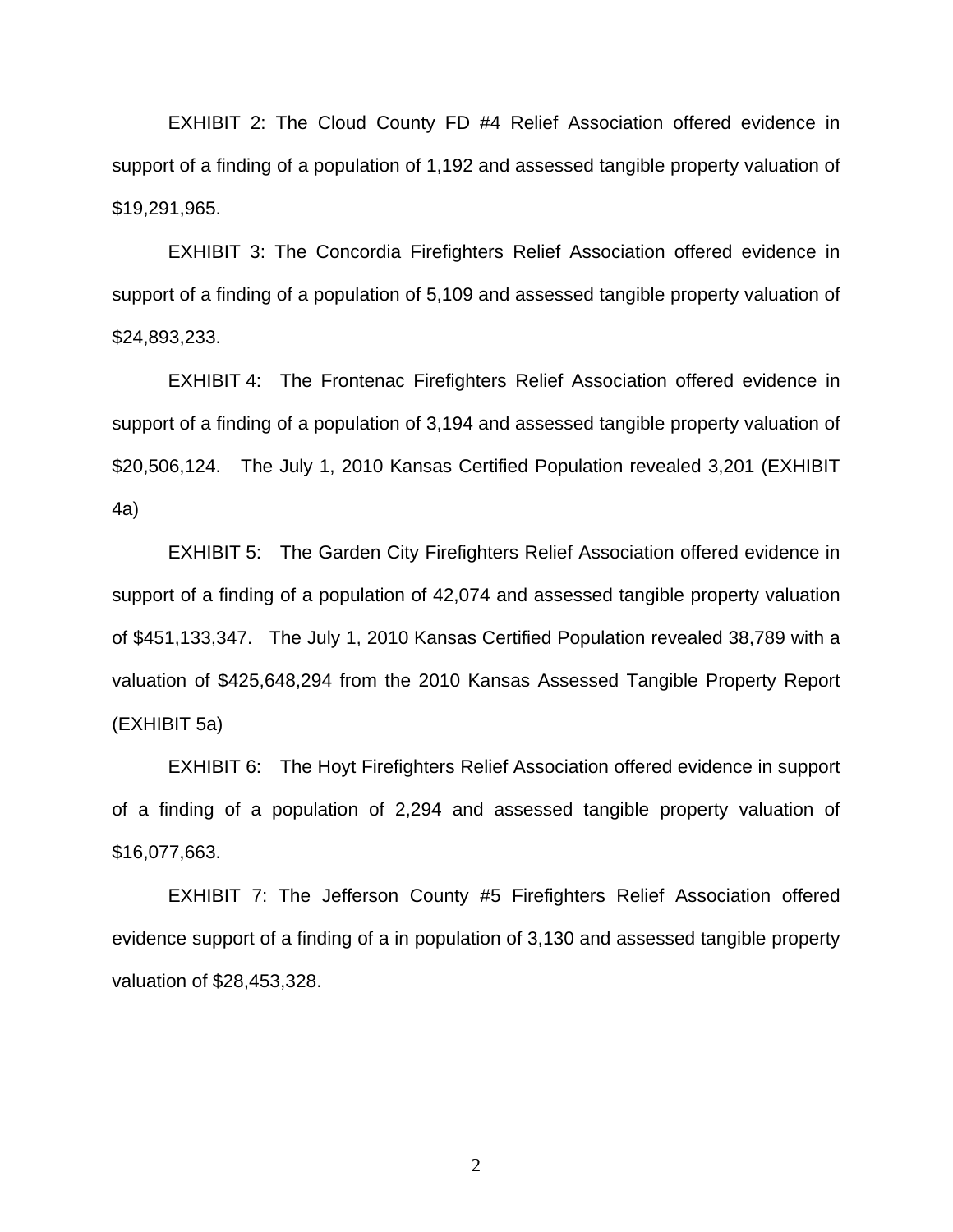EXHIBIT 2: The Cloud County FD #4 Relief Association offered evidence in support of a finding of a population of 1,192 and assessed tangible property valuation of $19,291,965.

EXHIBIT 3: The Concordia Firefighters Relief Association offered evidence in support of a finding of a population of 5,109 and assessed tangible property valuation of $24,893,233.

EXHIBIT 4: The Frontenac Firefighters Relief Association offered evidence in support of a finding of a population of 3,194 and assessed tangible property valuation of $20,506,124. The July 1, 2010 Kansas Certified Population revealed 3,201 (EXHIBIT 4a)

EXHIBIT 5: The Garden City Firefighters Relief Association offered evidence in support of a finding of a population of 42,074 and assessed tangible property valuation of $451,133,347. The July 1, 2010 Kansas Certified Population revealed 38,789 with a valuation of $425,648,294 from the 2010 Kansas Assessed Tangible Property Report (EXHIBIT 5a)

EXHIBIT 6: The Hoyt Firefighters Relief Association offered evidence in support of a finding of a population of 2,294 and assessed tangible property valuation of $16,077,663.

EXHIBIT 7: The Jefferson County #5 Firefighters Relief Association offered evidence support of a finding of a in population of 3,130 and assessed tangible property valuation of $28,453,328.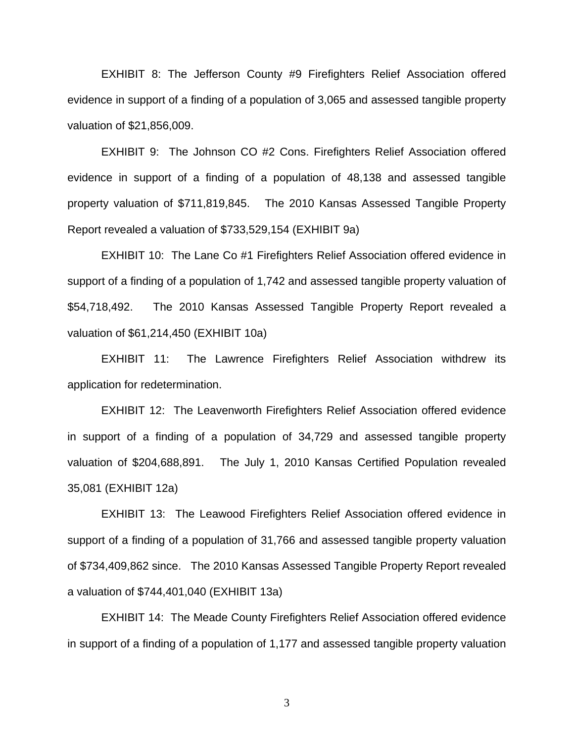EXHIBIT 8: The Jefferson County #9 Firefighters Relief Association offered evidence in support of a finding of a population of 3,065 and assessed tangible property valuation of $21,856,009.

EXHIBIT 9: The Johnson CO #2 Cons. Firefighters Relief Association offered evidence in support of a finding of a population of 48,138 and assessed tangible property valuation of $711,819,845. The 2010 Kansas Assessed Tangible Property Report revealed a valuation of $733,529,154 (EXHIBIT 9a)

EXHIBIT 10: The Lane Co #1 Firefighters Relief Association offered evidence in support of a finding of a population of 1,742 and assessed tangible property valuation of $54,718,492. The 2010 Kansas Assessed Tangible Property Report revealed a valuation of $61,214,450 (EXHIBIT 10a)

EXHIBIT 11: The Lawrence Firefighters Relief Association withdrew its application for redetermination.

EXHIBIT 12: The Leavenworth Firefighters Relief Association offered evidence in support of a finding of a population of 34,729 and assessed tangible property valuation of $204,688,891. The July 1, 2010 Kansas Certified Population revealed 35,081 (EXHIBIT 12a)

EXHIBIT 13: The Leawood Firefighters Relief Association offered evidence in support of a finding of a population of 31,766 and assessed tangible property valuation of $734,409,862 since. The 2010 Kansas Assessed Tangible Property Report revealed a valuation of $744,401,040 (EXHIBIT 13a)

EXHIBIT 14: The Meade County Firefighters Relief Association offered evidence in support of a finding of a population of 1,177 and assessed tangible property valuation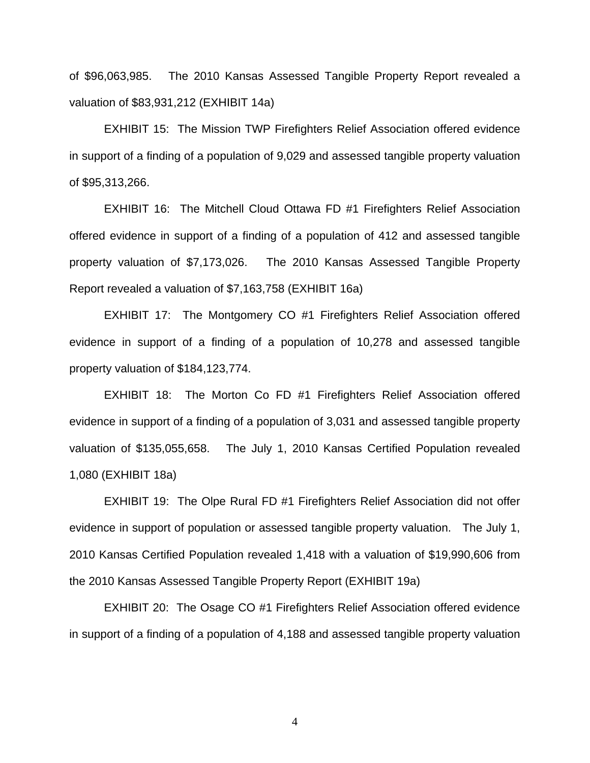of $96,063,985. The 2010 Kansas Assessed Tangible Property Report revealed a valuation of $83,931,212 (EXHIBIT 14a)

EXHIBIT 15: The Mission TWP Firefighters Relief Association offered evidence in support of a finding of a population of 9,029 and assessed tangible property valuation of $95,313,266.

EXHIBIT 16: The Mitchell Cloud Ottawa FD #1 Firefighters Relief Association offered evidence in support of a finding of a population of 412 and assessed tangible property valuation of $7,173,026. The 2010 Kansas Assessed Tangible Property Report revealed a valuation of $7,163,758 (EXHIBIT 16a)

EXHIBIT 17: The Montgomery CO #1 Firefighters Relief Association offered evidence in support of a finding of a population of 10,278 and assessed tangible property valuation of $184,123,774.

EXHIBIT 18: The Morton Co FD #1 Firefighters Relief Association offered evidence in support of a finding of a population of 3,031 and assessed tangible property valuation of $135,055,658. The July 1, 2010 Kansas Certified Population revealed 1,080 (EXHIBIT 18a)

EXHIBIT 19: The Olpe Rural FD #1 Firefighters Relief Association did not offer evidence in support of population or assessed tangible property valuation. The July 1, 2010 Kansas Certified Population revealed 1,418 with a valuation of $19,990,606 from the 2010 Kansas Assessed Tangible Property Report (EXHIBIT 19a)

EXHIBIT 20: The Osage CO #1 Firefighters Relief Association offered evidence in support of a finding of a population of 4,188 and assessed tangible property valuation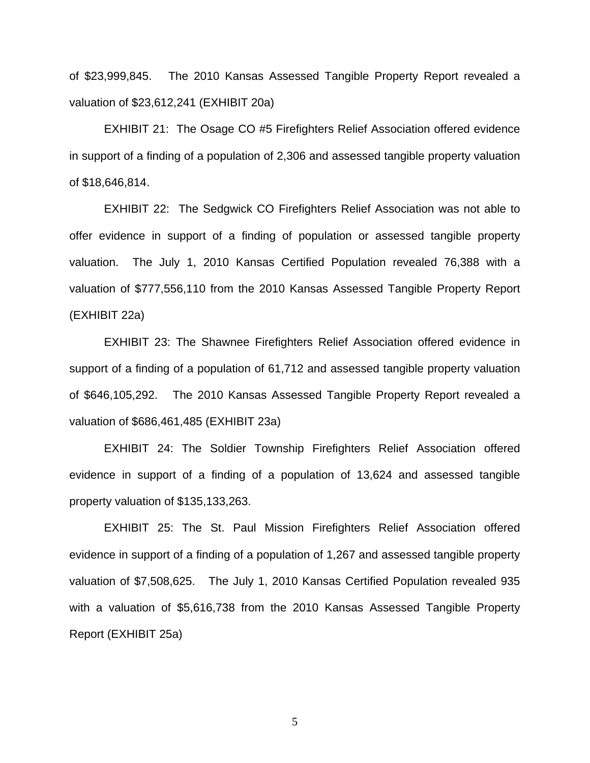of $23,999,845. The 2010 Kansas Assessed Tangible Property Report revealed a valuation of $23,612,241 (EXHIBIT 20a)

EXHIBIT 21: The Osage CO #5 Firefighters Relief Association offered evidence in support of a finding of a population of 2,306 and assessed tangible property valuation of $18,646,814.

EXHIBIT 22: The Sedgwick CO Firefighters Relief Association was not able to offer evidence in support of a finding of population or assessed tangible property valuation. The July 1, 2010 Kansas Certified Population revealed 76,388 with a valuation of $777,556,110 from the 2010 Kansas Assessed Tangible Property Report (EXHIBIT 22a)

EXHIBIT 23: The Shawnee Firefighters Relief Association offered evidence in support of a finding of a population of 61,712 and assessed tangible property valuation of $646,105,292. The 2010 Kansas Assessed Tangible Property Report revealed a valuation of $686,461,485 (EXHIBIT 23a)

EXHIBIT 24: The Soldier Township Firefighters Relief Association offered evidence in support of a finding of a population of 13,624 and assessed tangible property valuation of $135,133,263.

EXHIBIT 25: The St. Paul Mission Firefighters Relief Association offered evidence in support of a finding of a population of 1,267 and assessed tangible property valuation of $7,508,625. The July 1, 2010 Kansas Certified Population revealed 935 with a valuation of $5,616,738 from the 2010 Kansas Assessed Tangible Property Report (EXHIBIT 25a)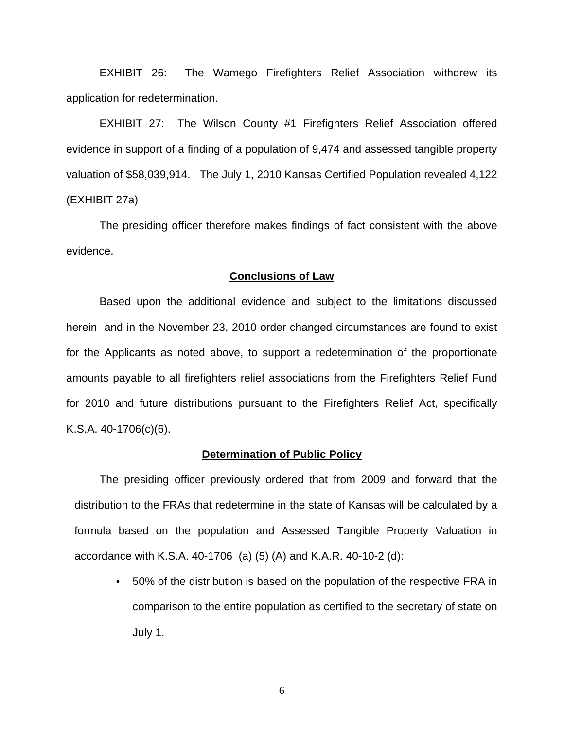EXHIBIT 26: The Wamego Firefighters Relief Association withdrew its application for redetermination.

EXHIBIT 27: The Wilson County #1 Firefighters Relief Association offered evidence in support of a finding of a population of 9,474 and assessed tangible property valuation of $58,039,914. The July 1, 2010 Kansas Certified Population revealed 4,122 (EXHIBIT 27a)

The presiding officer therefore makes findings of fact consistent with the above evidence.

## Conclusions of Law

Based upon the additional evidence and subject to the limitations discussed herein and in the November 23, 2010 order changed circumstances are found to exist for the Applicants as noted above, to support a redetermination of the proportionate amounts payable to all firefighters relief associations from the Firefighters Relief Fund for 2010 and future distributions pursuant to the Firefighters Relief Act, specifically K.S.A. 40-1706(c)(6).

## Determination of Public Policy

The presiding officer previously ordered that from 2009 and forward that the distribution to the FRAs that redetermine in the state of Kansas will be calculated by a formula based on the population and Assessed Tangible Property Valuation in accordance with K.S.A. 40-1706 (a) (5) (A) and K.A.R. 40-10-2 (d):

- 50% of the distribution is based on the population of the respective FRA in comparison to the entire population as certified to the secretary of state on July 1.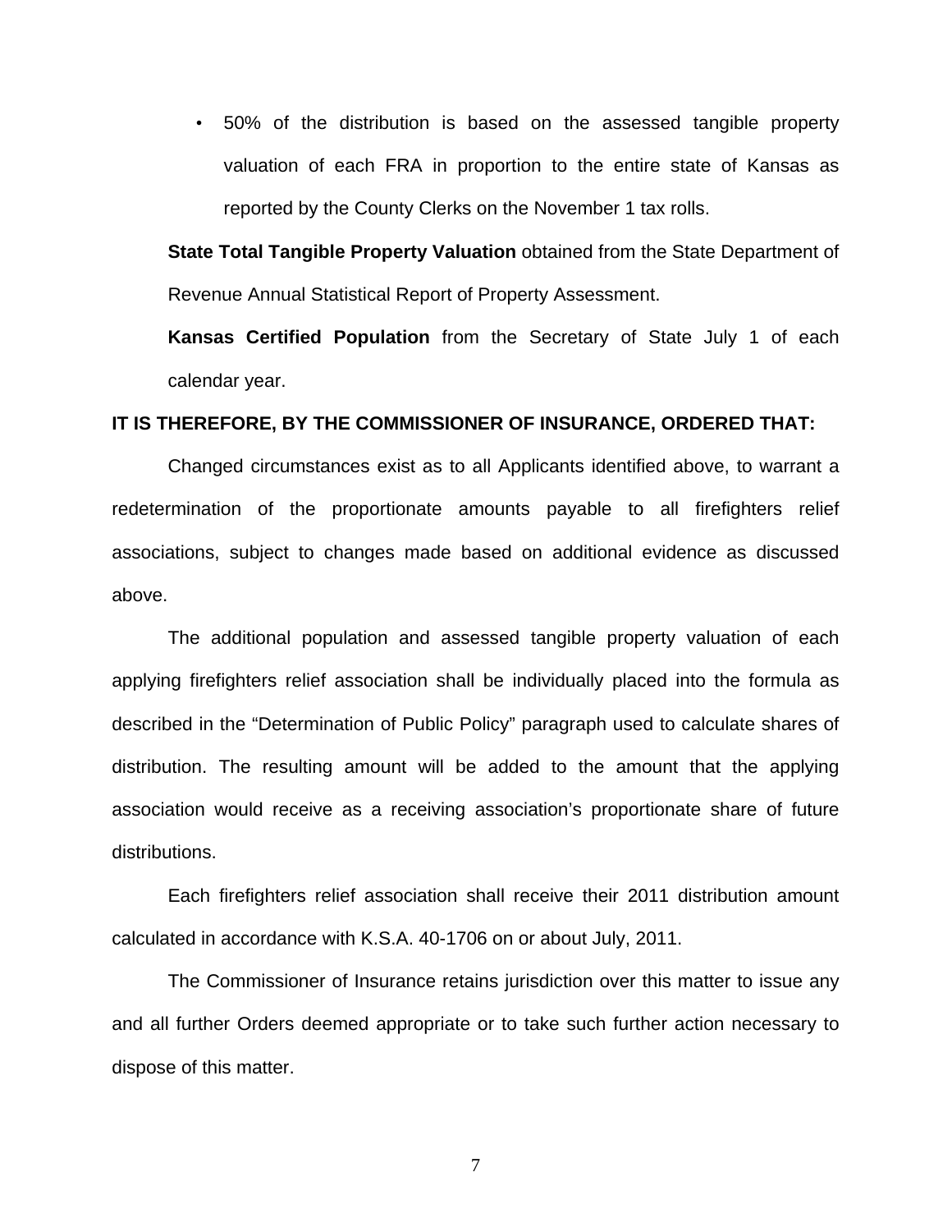- 50% of the distribution is based on the assessed tangible property valuation of each FRA in proportion to the entire state of Kansas as reported by the County Clerks on the November 1 tax rolls.

**State Total Tangible Property Valuation** obtained from the State Department of Revenue Annual Statistical Report of Property Assessment.

**Kansas Certified Population** from the Secretary of State July 1 of each calendar year.

**IT IS THEREFORE, BY THE COMMISSIONER OF INSURANCE, ORDERED THAT:**

Changed circumstances exist as to all Applicants identified above, to warrant a redetermination of the proportionate amounts payable to all firefighters relief associations, subject to changes made based on additional evidence as discussed above.

The additional population and assessed tangible property valuation of each applying firefighters relief association shall be individually placed into the formula as described in the "Determination of Public Policy" paragraph used to calculate shares of distribution. The resulting amount will be added to the amount that the applying association would receive as a receiving association's proportionate share of future distributions.

Each firefighters relief association shall receive their 2011 distribution amount calculated in accordance with K.S.A. 40-1706 on or about July, 2011.

The Commissioner of Insurance retains jurisdiction over this matter to issue any and all further Orders deemed appropriate or to take such further action necessary to dispose of this matter.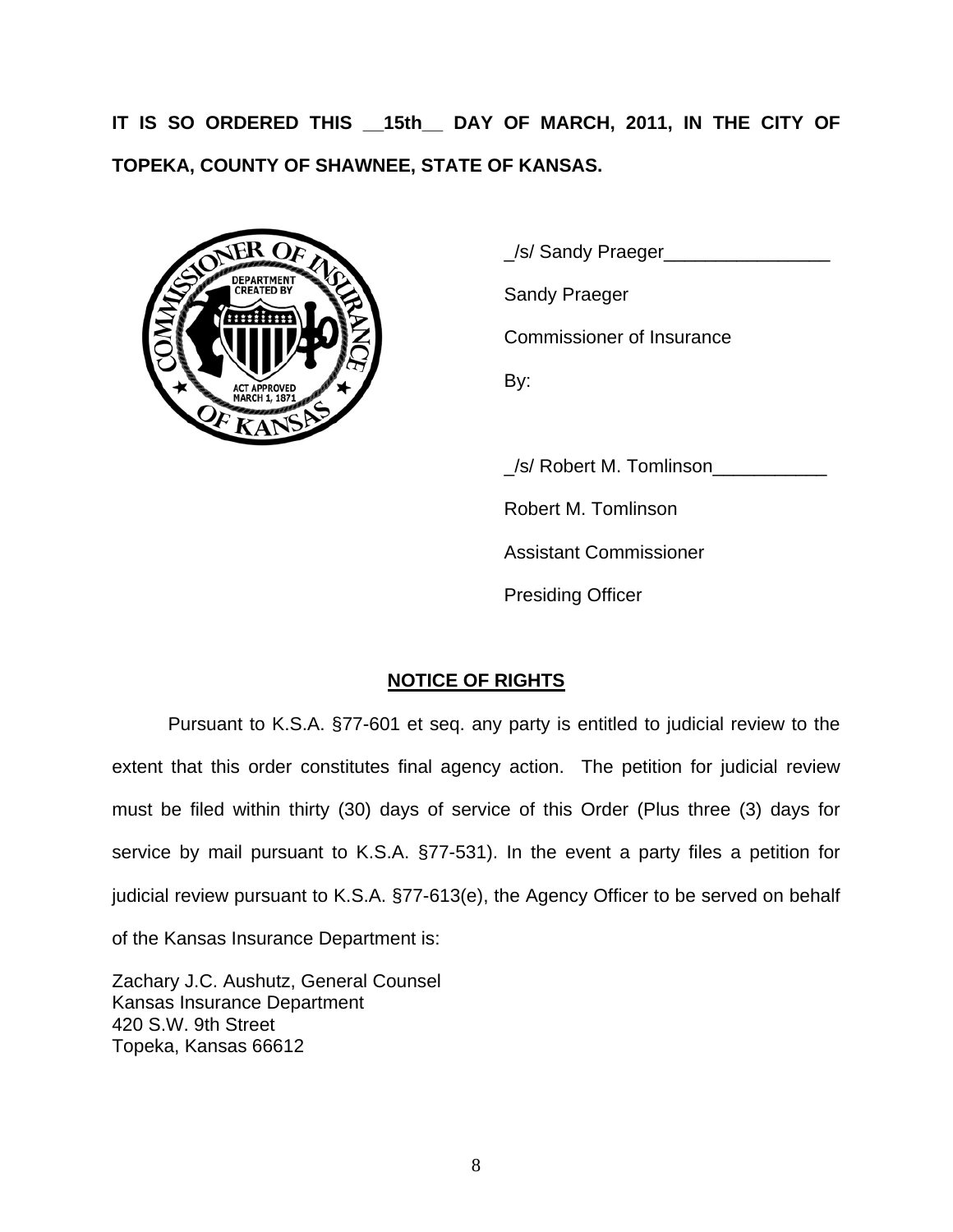**IT IS SO ORDERED THIS __15th__ DAY OF MARCH, 2011, IN THE CITY OF TOPEKA, COUNTY OF SHAWNEE, STATE OF KANSAS.**

_/s/ Sandy Praeger________________

Sandy Praeger

Commissioner of Insurance

By:

_/s/ Robert M. Tomlinson___________

Robert M. Tomlinson

Assistant Commissioner

Presiding Officer

## NOTICE OF RIGHTS

Pursuant to K.S.A. §77-601 et seq. any party is entitled to judicial review to the extent that this order constitutes final agency action. The petition for judicial review must be filed within thirty (30) days of service of this Order (Plus three (3) days for service by mail pursuant to K.S.A. §77-531). In the event a party files a petition for judicial review pursuant to K.S.A. §77-613(e), the Agency Officer to be served on behalf of the Kansas Insurance Department is:

Zachary J.C. Aushutz, General Counsel
Kansas Insurance Department
420 S.W. 9th Street
Topeka, Kansas 66612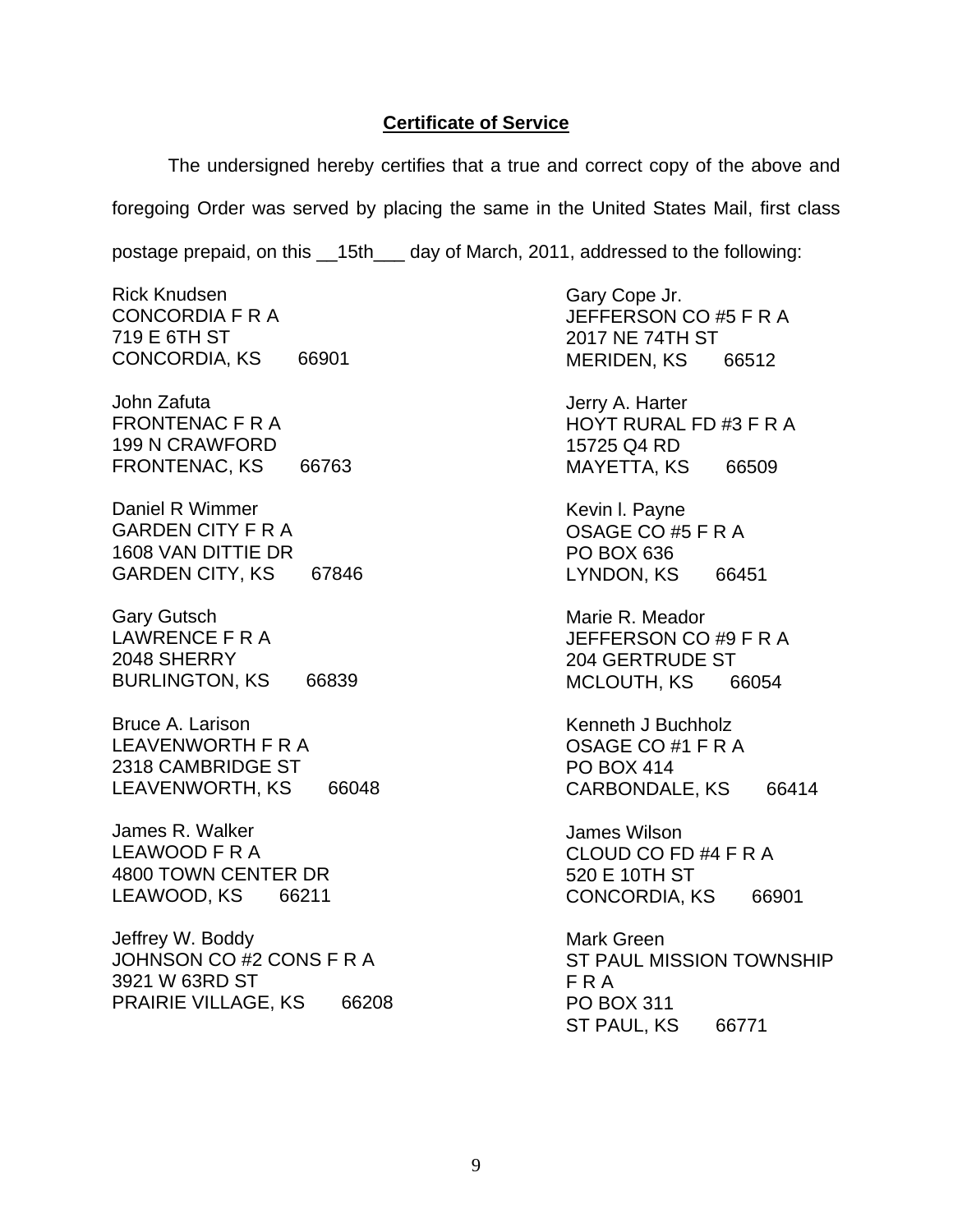## Certificate of Service

The undersigned hereby certifies that a true and correct copy of the above and foregoing Order was served by placing the same in the United States Mail, first class postage prepaid, on this __15th___ day of March, 2011, addressed to the following:

Rick Knudsen
CONCORDIA F R A
719 E 6TH ST
CONCORDIA, KS 66901

John Zafuta
FRONTENAC F R A
199 N CRAWFORD
FRONTENAC, KS 66763

Daniel R Wimmer
GARDEN CITY F R A
1608 VAN DITTIE DR
GARDEN CITY, KS 67846

Gary Gutsch
LAWRENCE F R A
2048 SHERRY
BURLINGTON, KS 66839

Bruce A. Larison
LEAVENWORTH F R A
2318 CAMBRIDGE ST
LEAVENWORTH, KS 66048

James R. Walker
LEAWOOD F R A
4800 TOWN CENTER DR
LEAWOOD, KS 66211

Jeffrey W. Boddy
JOHNSON CO #2 CONS F R A
3921 W 63RD ST
PRAIRIE VILLAGE, KS 66208

Gary Cope Jr.
JEFFERSON CO #5 F R A
2017 NE 74TH ST
MERIDEN, KS 66512

Jerry A. Harter
HOYT RURAL FD #3 F R A
15725 Q4 RD
MAYETTA, KS 66509

Kevin l. Payne
OSAGE CO #5 F R A
PO BOX 636
LYNDON, KS 66451

Marie R. Meador
JEFFERSON CO #9 F R A
204 GERTRUDE ST
MCLOUTH, KS 66054

Kenneth J Buchholz
OSAGE CO #1 F R A
PO BOX 414
CARBONDALE, KS 66414

James Wilson
CLOUD CO FD #4 F R A
520 E 10TH ST
CONCORDIA, KS 66901

Mark Green
ST PAUL MISSION TOWNSHIP
F R A
PO BOX 311
ST PAUL, KS 66771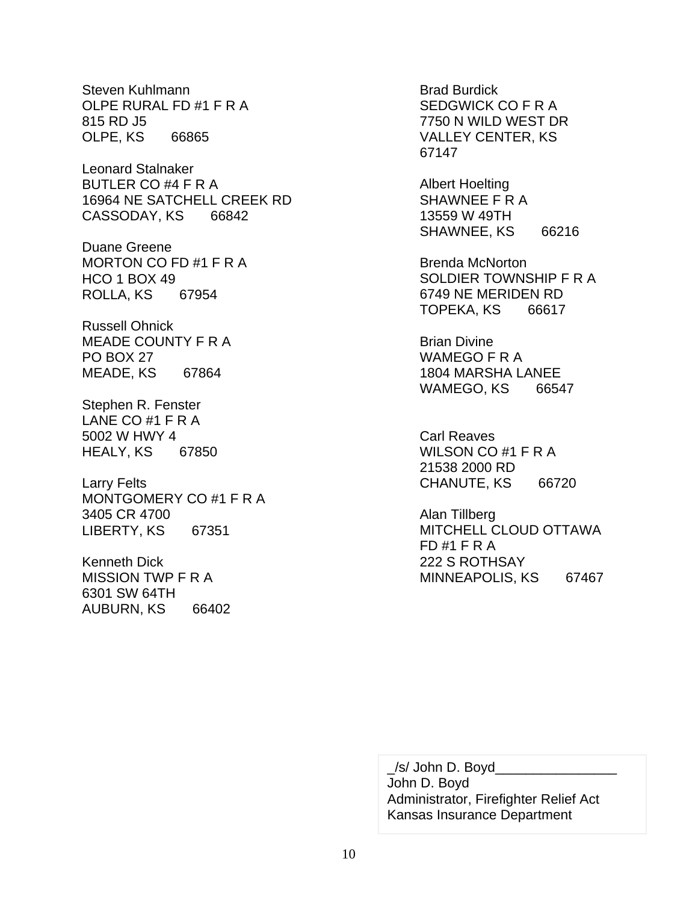Steven Kuhlmann
OLPE RURAL FD #1 F R A
815 RD J5
OLPE, KS 66865

Leonard Stalnaker
BUTLER CO #4 F R A
16964 NE SATCHELL CREEK RD
CASSODAY, KS 66842

Duane Greene
MORTON CO FD #1 F R A
HCO 1 BOX 49
ROLLA, KS 67954

Russell Ohnick
MEADE COUNTY F R A
PO BOX 27
MEADE, KS 67864

Stephen R. Fenster
LANE CO #1 F R A
5002 W HWY 4
HEALY, KS 67850

Larry Felts
MONTGOMERY CO #1 F R A
3405 CR 4700
LIBERTY, KS 67351

Kenneth Dick
MISSION TWP F R A
6301 SW 64TH
AUBURN, KS 66402

Brad Burdick
SEDGWICK CO F R A
7750 N WILD WEST DR
VALLEY CENTER, KS
67147

Albert Hoelting
SHAWNEE F R A
13559 W 49TH
SHAWNEE, KS 66216

Brenda McNorton
SOLDIER TOWNSHIP F R A
6749 NE MERIDEN RD
TOPEKA, KS 66617

Brian Divine
WAMEGO F R A
1804 MARSHA LANEE
WAMEGO, KS 66547

Carl Reaves
WILSON CO #1 F R A
21538 2000 RD
CHANUTE, KS 66720

Alan Tillberg
MITCHELL CLOUD OTTAWA
FD #1 F R A
222 S ROTHSAY
MINNEAPOLIS, KS 67467

_/s/ John D. Boyd________________
John D. Boyd
Administrator, Firefighter Relief Act
Kansas Insurance Department